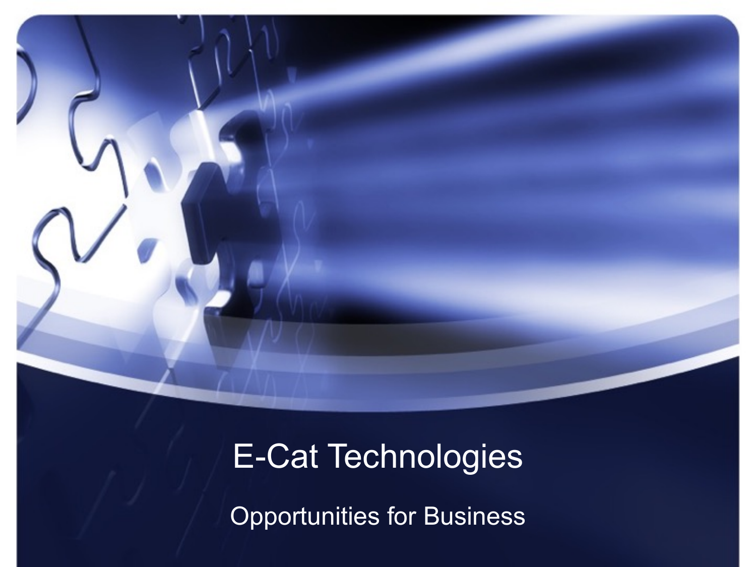# E-Cat Technologies

Opportunities for Business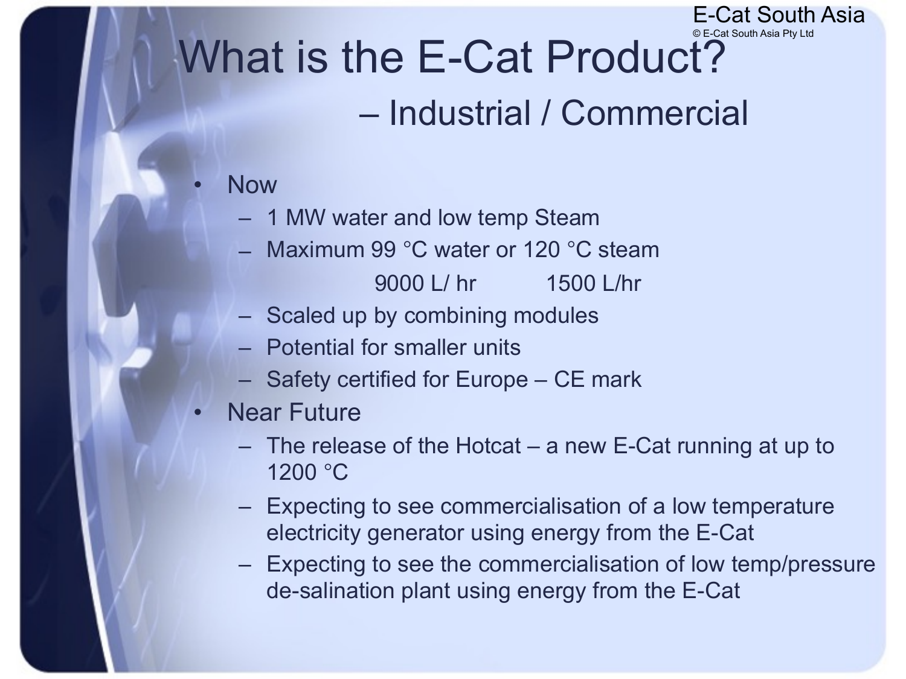# What is the E-Cat Product?

## – Industrial / Commercial

- Now
  - 1 MW water and low temp Steam
  - Maximum 99 °C water or 120 °C steam

    9000 L/ hr          1500 L/hr
  - Scaled up by combining modules
  - Potential for smaller units
  - Safety certified for Europe – CE mark
- Near Future
  - The release of the Hotcat – a new E-Cat running at up to 1200 °C
  - Expecting to see commercialisation of a low temperature electricity generator using energy from the E-Cat
  - Expecting to see the commercialisation of low temp/pressure de-salination plant using energy from the E-Cat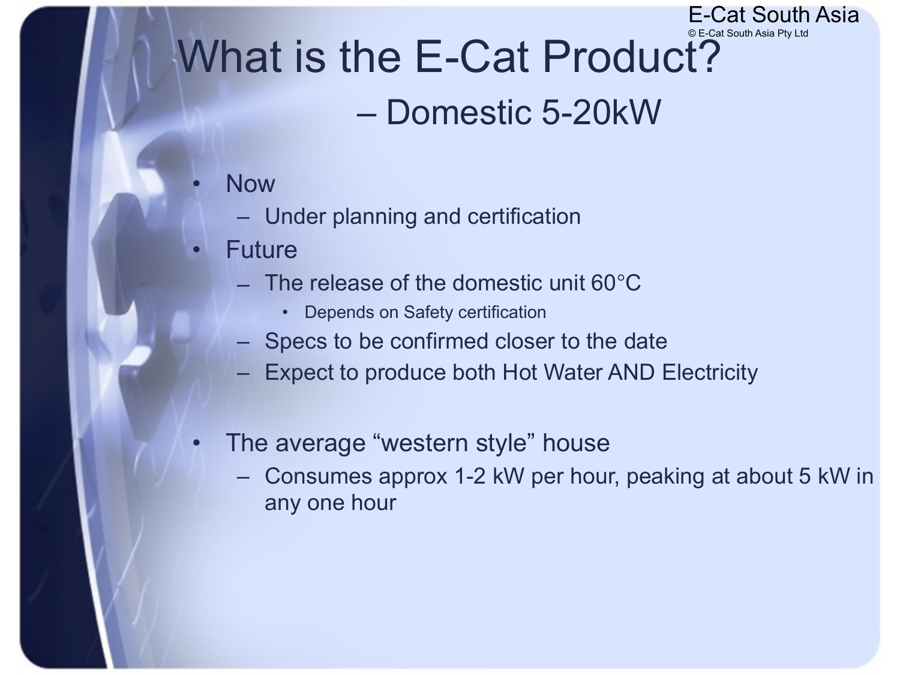# What is the E-Cat Product? – Domestic 5-20kW

- Now
  - Under planning and certification
- Future
  - The release of the domestic unit 60°C
    - Depends on Safety certification
  - Specs to be confirmed closer to the date
  - Expect to produce both Hot Water AND Electricity

- The average “western style” house
  - Consumes approx 1-2 kW per hour, peaking at about 5 kW in any one hour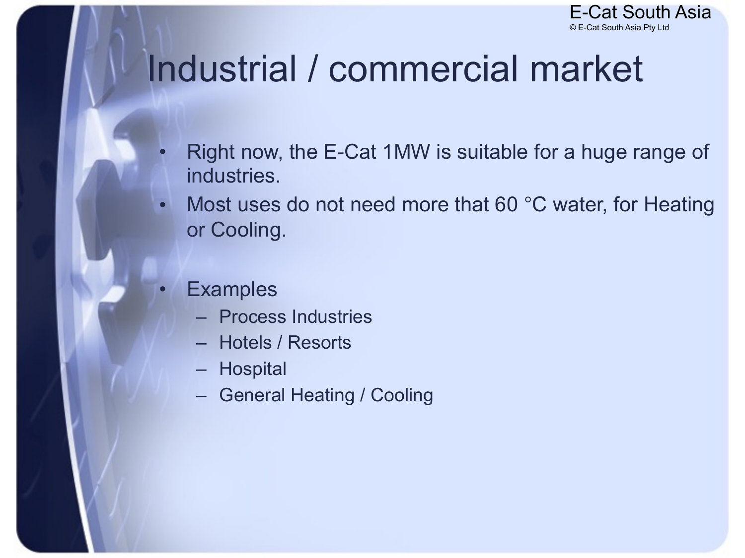# Industrial / commercial market

- Right now, the E-Cat 1MW is suitable for a huge range of industries.
- Most uses do not need more that 60 °C water, for Heating or Cooling.

- Examples
  - Process Industries
  - Hotels / Resorts
  - Hospital
  - General Heating / Cooling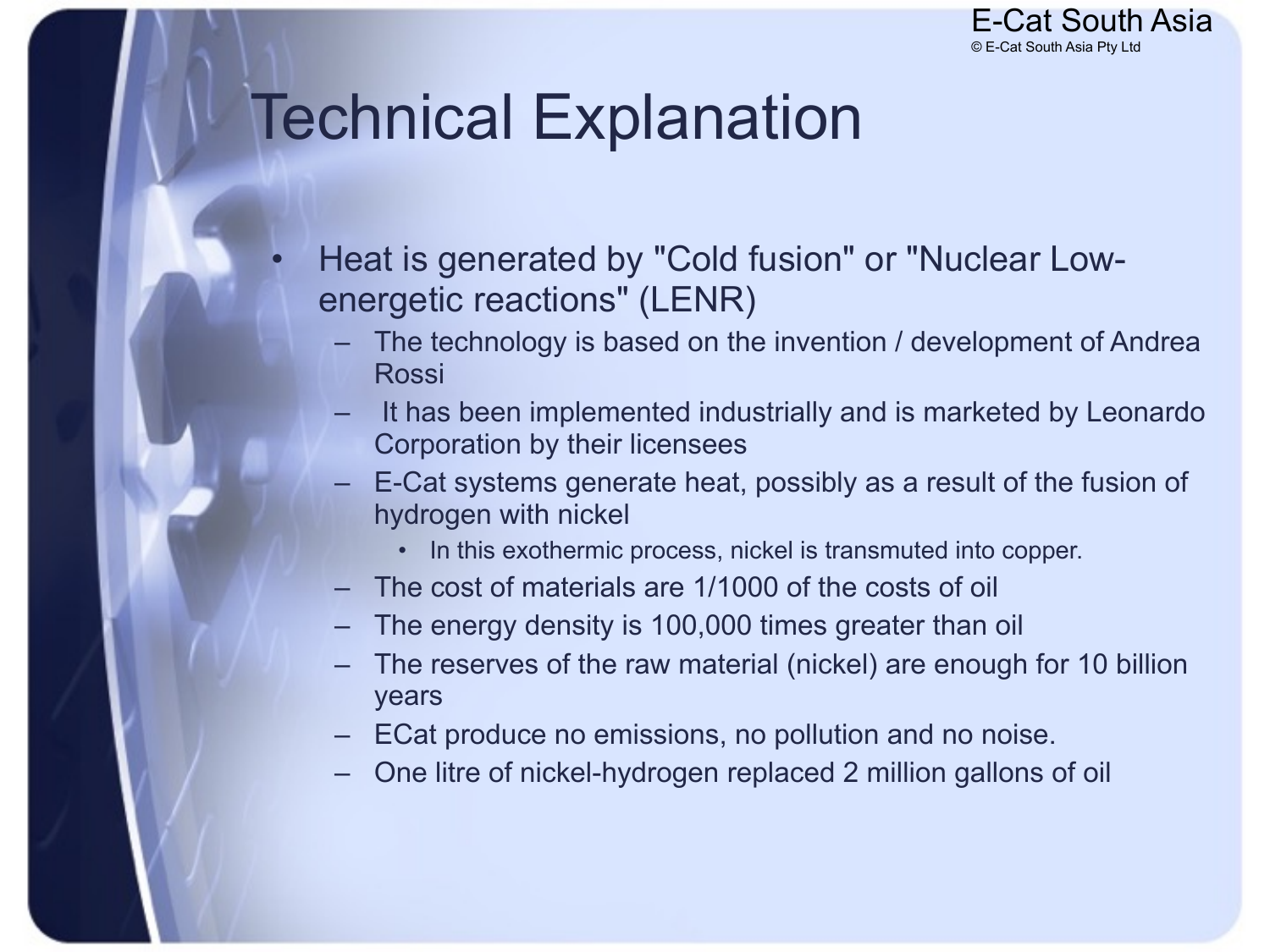# Technical Explanation

- Heat is generated by "Cold fusion" or "Nuclear Low-energetic reactions" (LENR)
  - The technology is based on the invention / development of Andrea Rossi
  - It has been implemented industrially and is marketed by Leonardo Corporation by their licensees
  - E-Cat systems generate heat, possibly as a result of the fusion of hydrogen with nickel
    - In this exothermic process, nickel is transmuted into copper.
  - The cost of materials are 1/1000 of the costs of oil
  - The energy density is 100,000 times greater than oil
  - The reserves of the raw material (nickel) are enough for 10 billion years
  - ECat produce no emissions, no pollution and no noise.
  - One litre of nickel-hydrogen replaced 2 million gallons of oil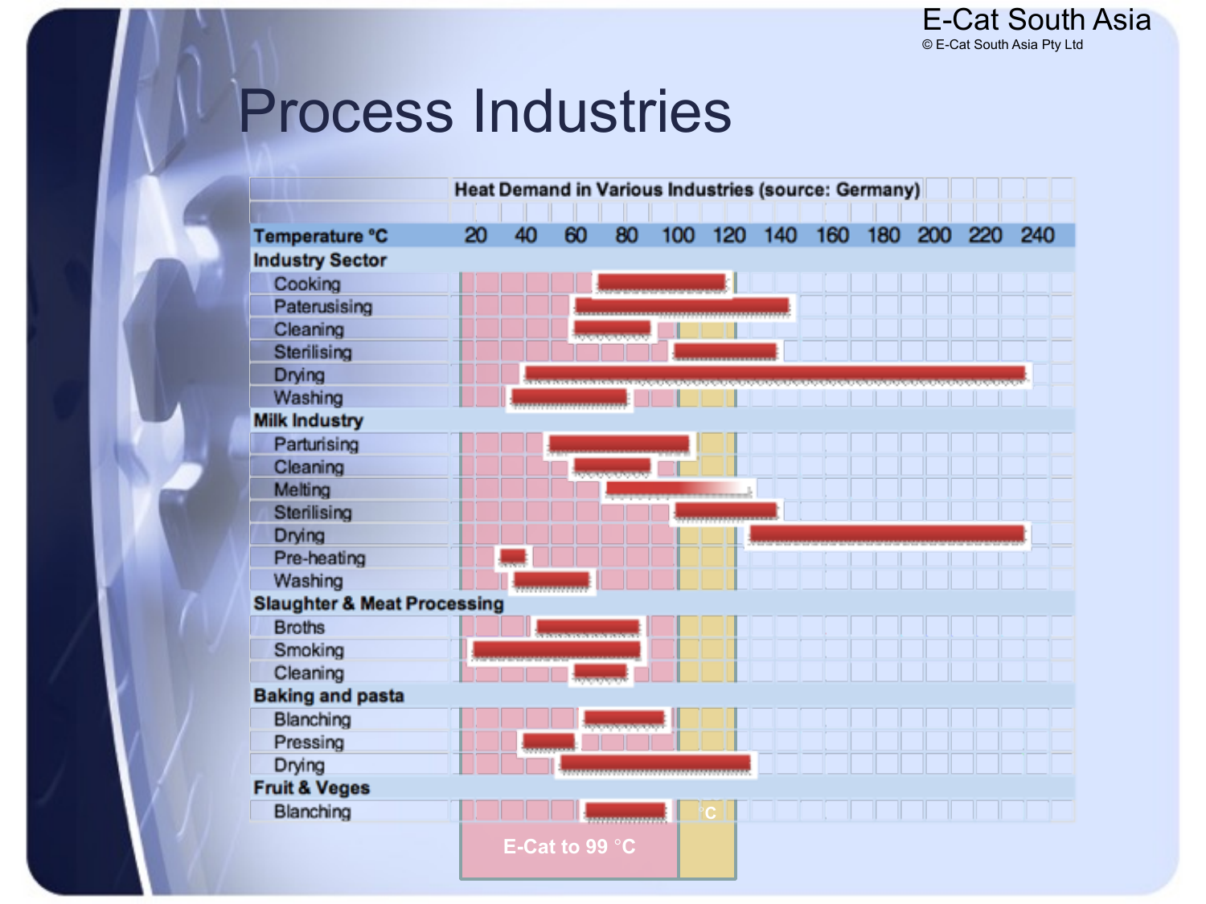# Process Industries

**Heat Demand in Various Industries (source: Germany)**

| Temperature °C | 20 | 40 | 60 | 80 | 100 | 120 | 140 | 160 | 180 | 200 | 220 | 240 |
|---|---|---|---|---|---|---|---|---|---|---|---|---|
| **Industry Sector** | | | | | | | | | | | | |
| Cooking | | | | | | | | | | | | |
| Paterusising | | | | | | | | | | | | |
| Cleaning | | | | | | | | | | | | |
| Sterilising | | | | | | | | | | | | |
| Drying | | | | | | | | | | | | |
| Washing | | | | | | | | | | | | |
| **Milk Industry** | | | | | | | | | | | | |
| Parturising | | | | | | | | | | | | |
| Cleaning | | | | | | | | | | | | |
| Melting | | | | | | | | | | | | |
| Sterilising | | | | | | | | | | | | |
| Drying | | | | | | | | | | | | |
| Pre-heating | | | | | | | | | | | | |
| Washing | | | | | | | | | | | | |
| **Slaughter & Meat Processing** | | | | | | | | | | | | |
| Broths | | | | | | | | | | | | |
| Smoking | | | | | | | | | | | | |
| Cleaning | | | | | | | | | | | | |
| **Baking and pasta** | | | | | | | | | | | | |
| Blanching | | | | | | | | | | | | |
| Pressing | | | | | | | | | | | | |
| Drying | | | | | | | | | | | | |
| **Fruit & Veges** | | | | | | | | | | | | |
| Blanching | | | | | | | | | | | | |

E-Cat to 99 °C

°C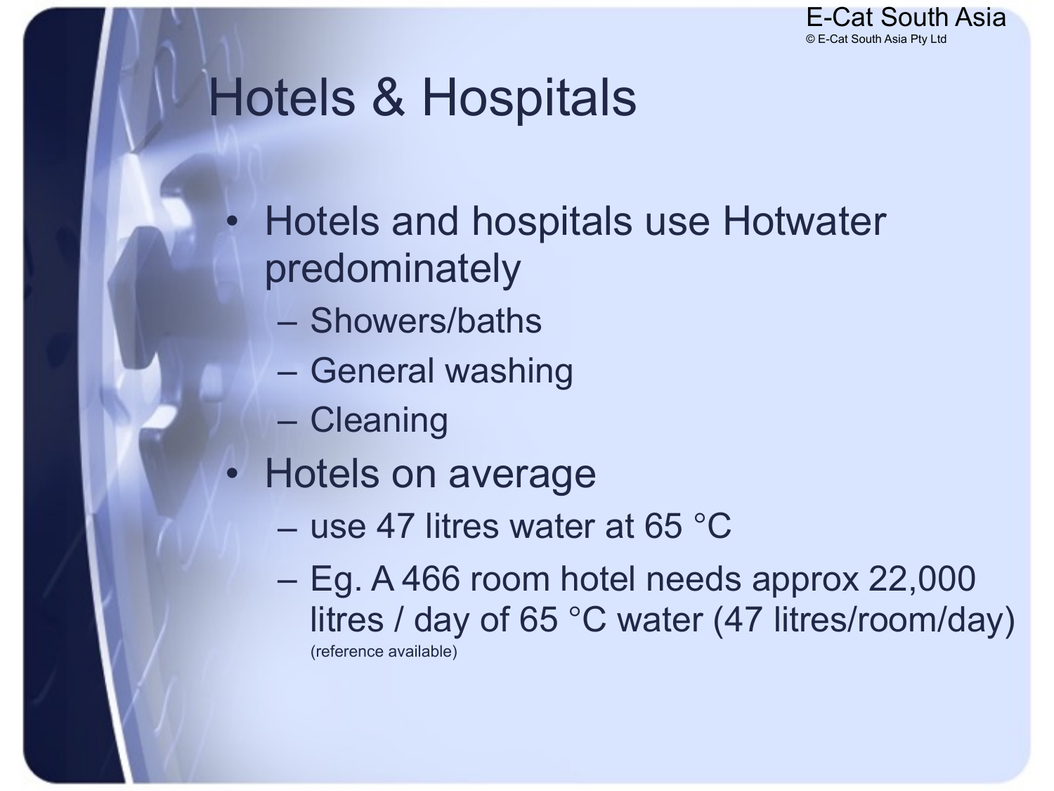# Hotels & Hospitals

- Hotels and hospitals use Hotwater predominately
  - Showers/baths
  - General washing
  - Cleaning
- Hotels on average
  - use 47 litres water at 65 °C
  - Eg. A 466 room hotel needs approx 22,000 litres / day of 65 °C water (47 litres/room/day) (reference available)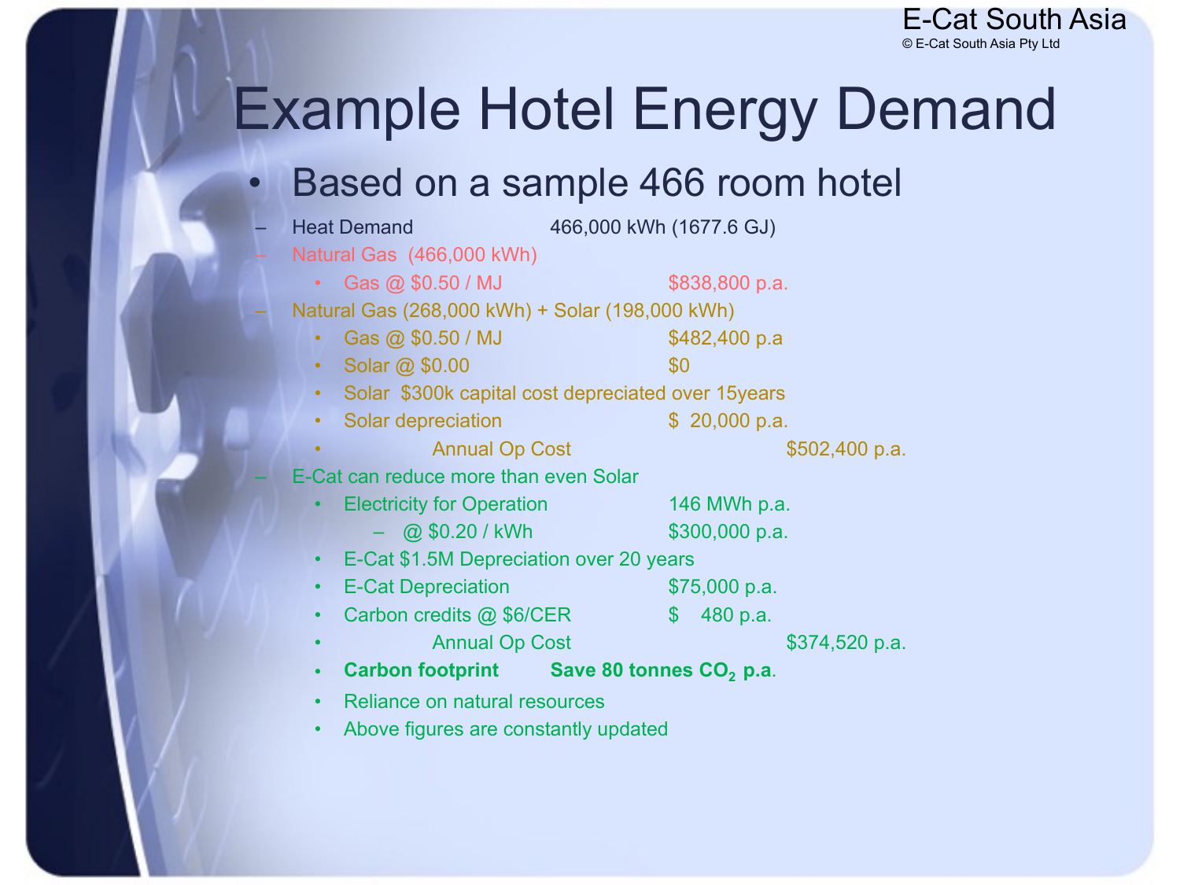# Example Hotel Energy Demand

- Based on a sample 466 room hotel
  - Heat Demand 466,000 kWh (1677.6 GJ)
  - Natural Gas (466,000 kWh)
    - Gas @ $0.50 / MJ $838,800 p.a.
  - Natural Gas (268,000 kWh) + Solar (198,000 kWh)
    - Gas @ $0.50 / MJ $482,400 p.a
    - Solar @ $0.00 $0
    - Solar $300k capital cost depreciated over 15years
    - Solar depreciation $ 20,000 p.a.
    - Annual Op Cost $502,400 p.a.
  - E-Cat can reduce more than even Solar
    - Electricity for Operation 146 MWh p.a.
      - @ $0.20 / kWh $300,000 p.a.
    - E-Cat $1.5M Depreciation over 20 years
    - E-Cat Depreciation $75,000 p.a.
    - Carbon credits @ $6/CER $ 480 p.a.
    - Annual Op Cost $374,520 p.a.
    - **Carbon footprint Save 80 tonnes $CO_2$ p.a.**
    - Reliance on natural resources
    - Above figures are constantly updated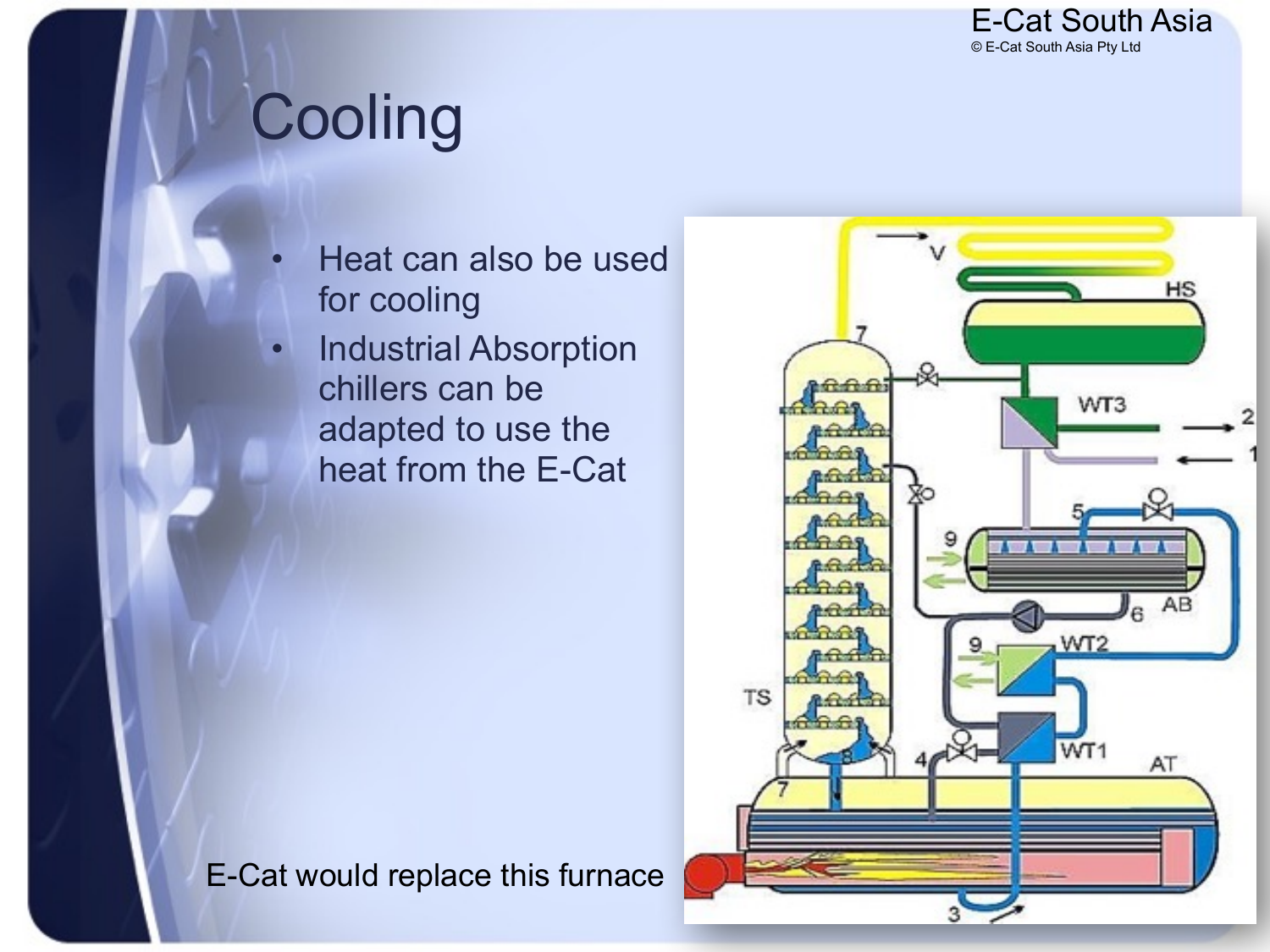# Cooling

- Heat can also be used for cooling
- Industrial Absorption chillers can be adapted to use the heat from the E-Cat

E-Cat would replace this furnace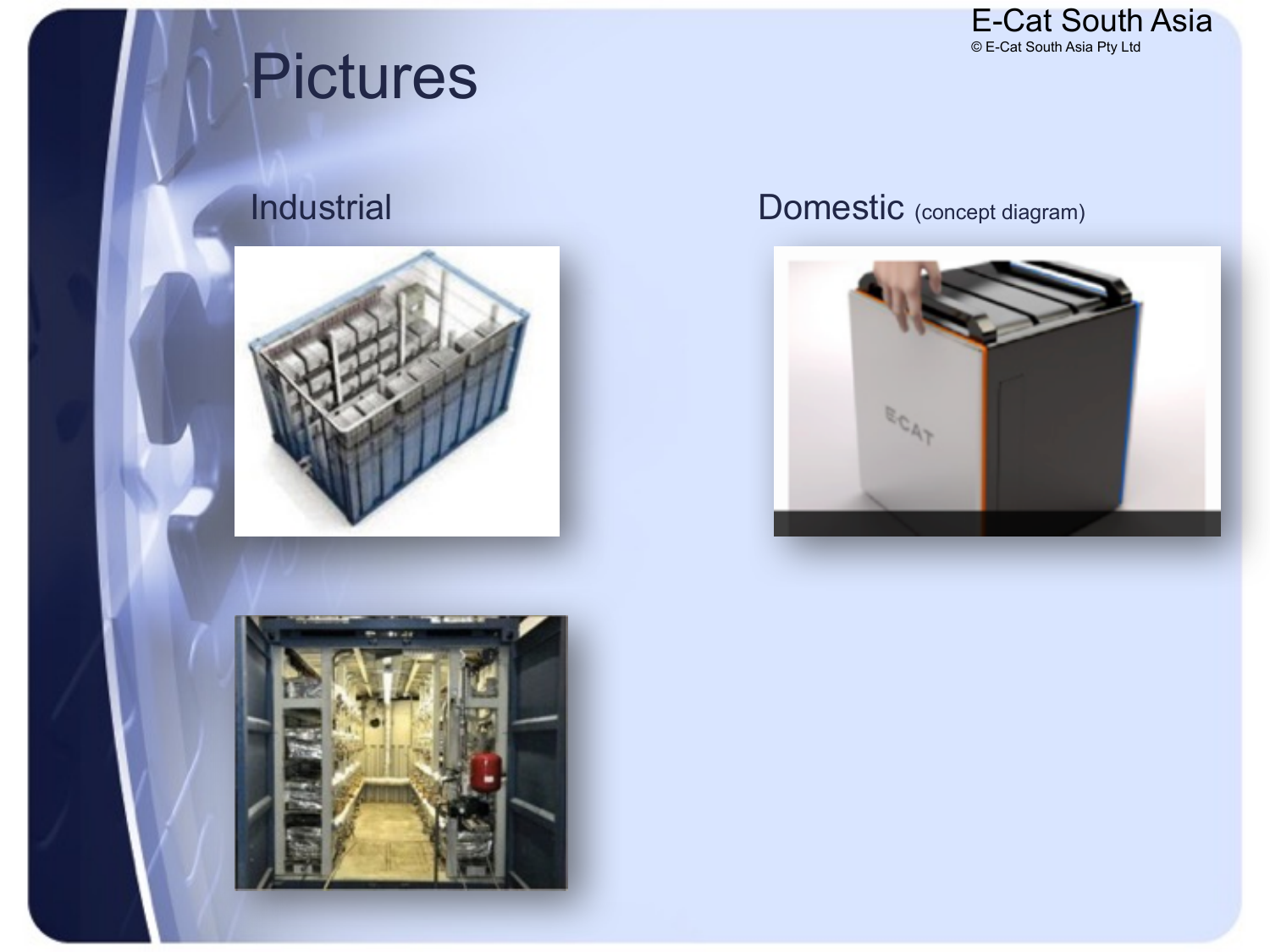# Pictures

## Industrial

## Domestic (concept diagram)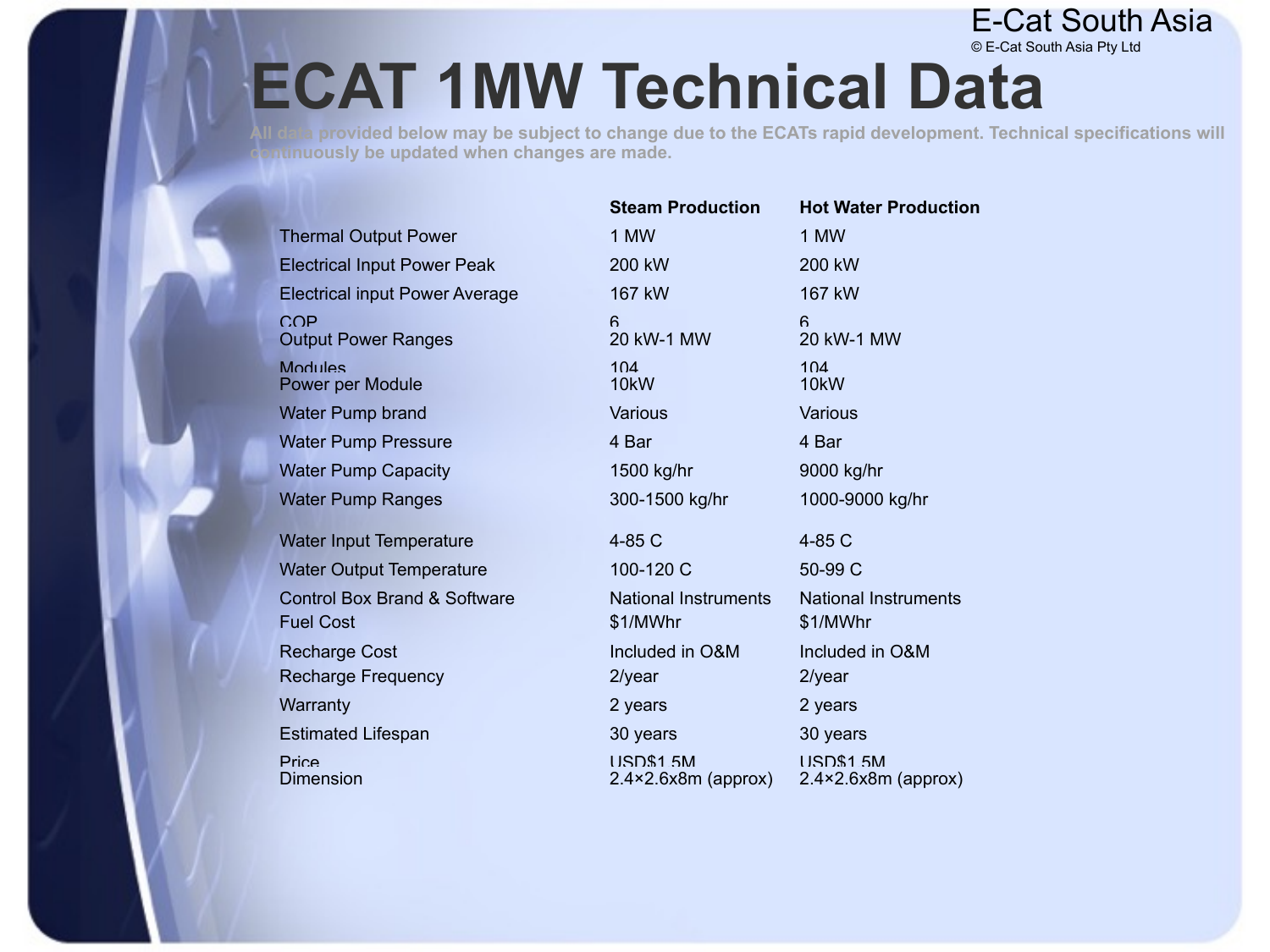E-Cat South Asia

© E-Cat South Asia Pty Ltd

# ECAT 1MW Technical Data

All data provided below may be subject to change due to the ECATs rapid development. Technical specifications will continuously be updated when changes are made.

| | Steam Production | Hot Water Production |
|---|---|---|
| Thermal Output Power | 1 MW | 1 MW |
| Electrical Input Power Peak | 200 kW | 200 kW |
| Electrical input Power Average | 167 kW | 167 kW |
| COP | 6 | 6 |
| Output Power Ranges | 20 kW-1 MW | 20 kW-1 MW |
| Modules | 104 | 104 |
| Power per Module | 10kW | 10kW |
| Water Pump brand | Various | Various |
| Water Pump Pressure | 4 Bar | 4 Bar |
| Water Pump Capacity | 1500 kg/hr | 9000 kg/hr |
| Water Pump Ranges | 300-1500 kg/hr | 1000-9000 kg/hr |
| Water Input Temperature | 4-85 C | 4-85 C |
| Water Output Temperature | 100-120 C | 50-99 C |
| Control Box Brand & Software | National Instruments | National Instruments |
| Fuel Cost | $1/MWhr | $1/MWhr |
| Recharge Cost | Included in O&M | Included in O&M |
| Recharge Frequency | 2/year | 2/year |
| Warranty | 2 years | 2 years |
| Estimated Lifespan | 30 years | 30 years |
| Price | USD$1.5M | USD$1.5M |
| Dimension | 2.4×2.6x8m (approx) | 2.4×2.6x8m (approx) |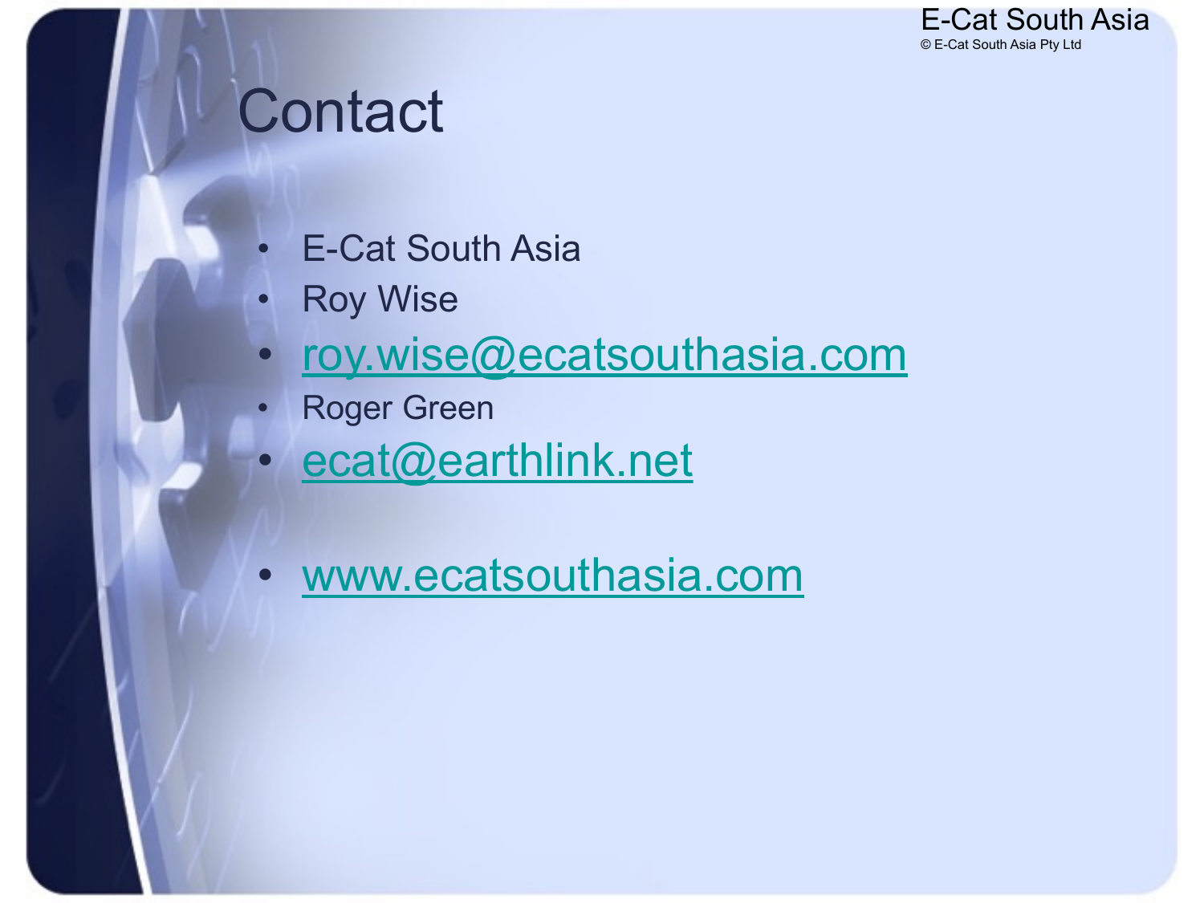# Contact

- E-Cat South Asia
- Roy Wise
- roy.wise@ecatsouthasia.com
- Roger Green
- ecat@earthlink.net

- www.ecatsouthasia.com